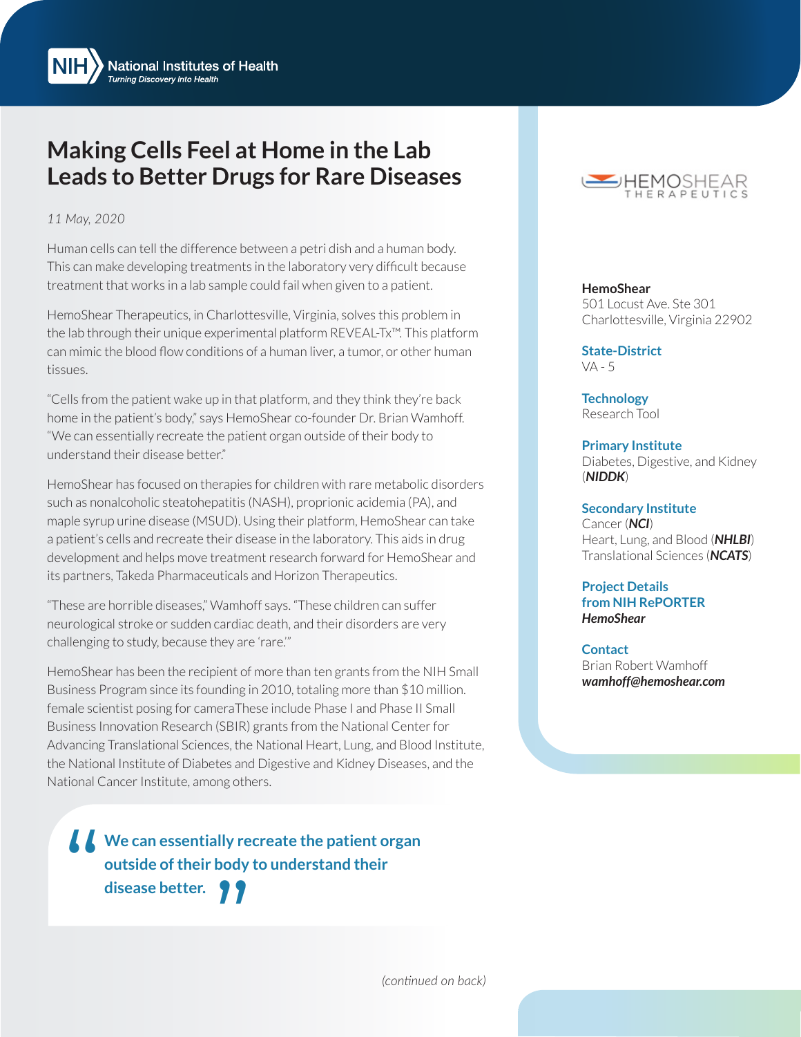National Institutes of Health
*Turning Discovery Into Health*

# Making Cells Feel at Home in the Lab Leads to Better Drugs for Rare Diseases

*11 May, 2020*

Human cells can tell the difference between a petri dish and a human body. This can make developing treatments in the laboratory very difficult because treatment that works in a lab sample could fail when given to a patient.

HemoShear Therapeutics, in Charlottesville, Virginia, solves this problem in the lab through their unique experimental platform REVEAL-Tx™. This platform can mimic the blood flow conditions of a human liver, a tumor, or other human tissues.

"Cells from the patient wake up in that platform, and they think they're back home in the patient's body," says HemoShear co-founder Dr. Brian Wamhoff. "We can essentially recreate the patient organ outside of their body to understand their disease better."

HemoShear has focused on therapies for children with rare metabolic disorders such as nonalcoholic steatohepatitis (NASH), proprionic acidemia (PA), and maple syrup urine disease (MSUD). Using their platform, HemoShear can take a patient's cells and recreate their disease in the laboratory. This aids in drug development and helps move treatment research forward for HemoShear and its partners, Takeda Pharmaceuticals and Horizon Therapeutics.

"These are horrible diseases," Wamhoff says. "These children can suffer neurological stroke or sudden cardiac death, and their disorders are very challenging to study, because they are 'rare.'"

HemoShear has been the recipient of more than ten grants from the NIH Small Business Program since its founding in 2010, totaling more than $10 million. female scientist posing for cameraThese include Phase I and Phase II Small Business Innovation Research (SBIR) grants from the National Center for Advancing Translational Sciences, the National Heart, Lung, and Blood Institute, the National Institute of Diabetes and Digestive and Kidney Diseases, and the National Cancer Institute, among others.

> **"We can essentially recreate the patient organ outside of their body to understand their disease better."**

*(continued on back)*

---

HEMOSHEAR THERAPEUTICS

**HemoShear**
501 Locust Ave. Ste 301
Charlottesville, Virginia 22902

**State-District**
VA - 5

**Technology**
Research Tool

**Primary Institute**
Diabetes, Digestive, and Kidney (***NIDDK***)

**Secondary Institute**
Cancer (***NCI***)
Heart, Lung, and Blood (***NHLBI***)
Translational Sciences (***NCATS***)

**Project Details from NIH RePORTER**
***HemoShear***

**Contact**
Brian Robert Wamhoff
***wamhoff@hemoshear.com***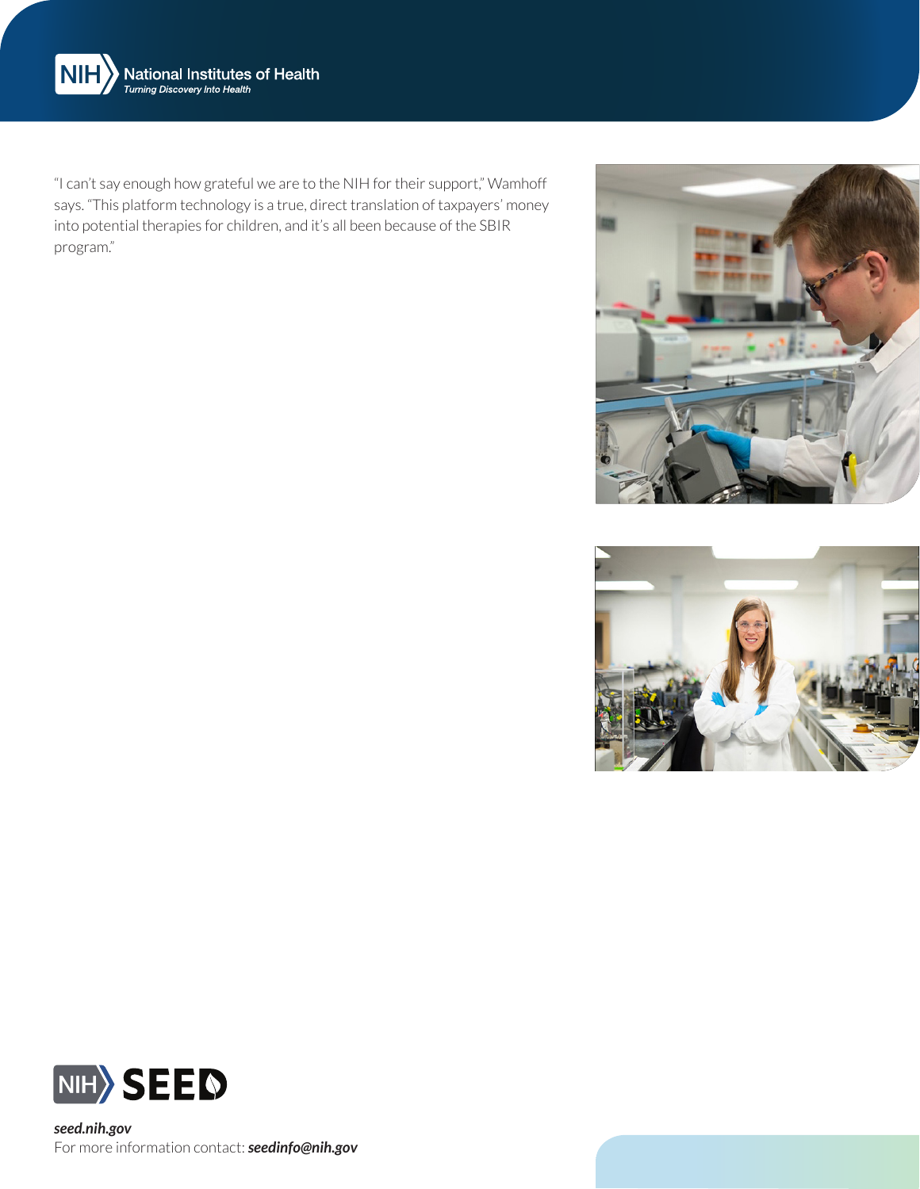"I can't say enough how grateful we are to the NIH for their support," Wamhoff says. "This platform technology is a true, direct translation of taxpayers' money into potential therapies for children, and it's all been because of the SBIR program."

***seed.nih.gov***

For more information contact: ***seedinfo@nih.gov***